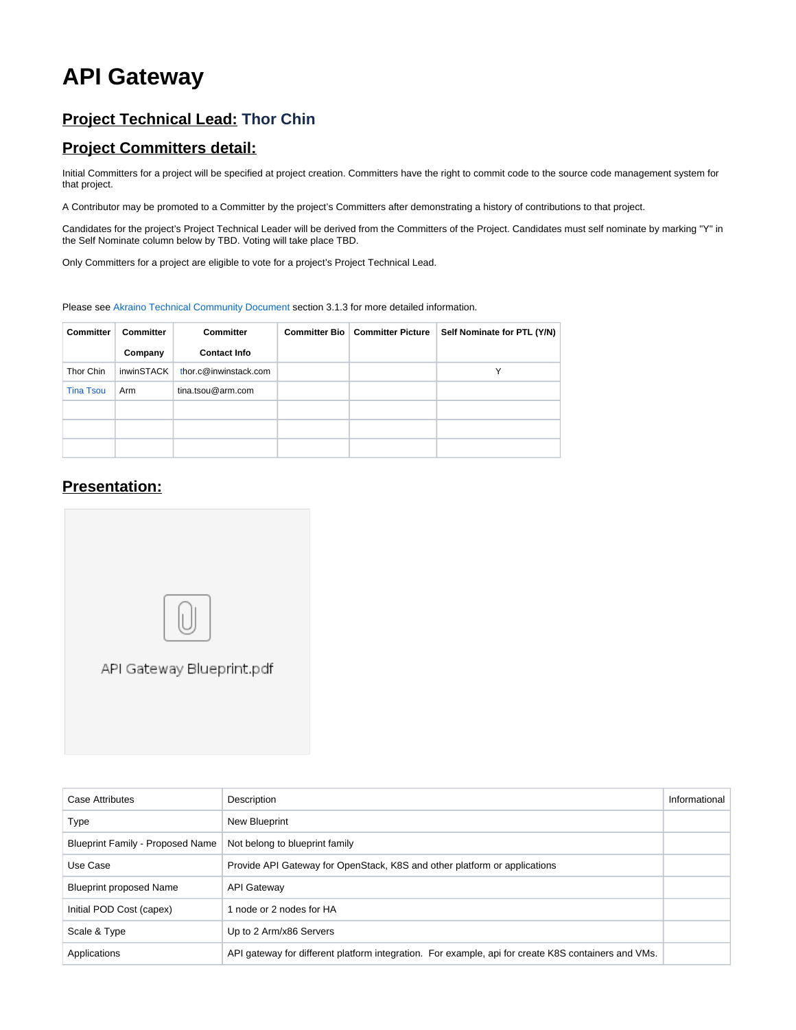# API Gateway

## Project Technical Lead: Thor Chin

## Project Committers detail:

Initial Committers for a project will be specified at project creation. Committers have the right to commit code to the source code management system for that project.

A Contributor may be promoted to a Committer by the project's Committers after demonstrating a history of contributions to that project.

Candidates for the project's Project Technical Leader will be derived from the Committers of the Project. Candidates must self nominate by marking "Y" in the Self Nominate column below by TBD. Voting will take place TBD.

Only Committers for a project are eligible to vote for a project's Project Technical Lead.

Please see Akraino Technical Community Document section 3.1.3 for more detailed information.

| Committer | Committer Company | Committer Contact Info | Committer Bio | Committer Picture | Self Nominate for PTL (Y/N) |
|---|---|---|---|---|---|
| Thor Chin | inwinSTACK | thor.c@inwinstack.com | | | Y |
| Tina Tsou | Arm | tina.tsou@arm.com | | | |
| | | | | | |
| | | | | | |
| | | | | | |

## Presentation:

API Gateway Blueprint.pdf

| Case Attributes | Description | Informational |
|---|---|---|
| Type | New Blueprint | |
| Blueprint Family - Proposed Name | Not belong to blueprint family | |
| Use Case | Provide API Gateway for OpenStack, K8S and other platform or applications | |
| Blueprint proposed Name | API Gateway | |
| Initial POD Cost (capex) | 1 node or 2 nodes for HA | |
| Scale & Type | Up to 2 Arm/x86 Servers | |
| Applications | API gateway for different platform integration. For example, api for create K8S containers and VMs. | |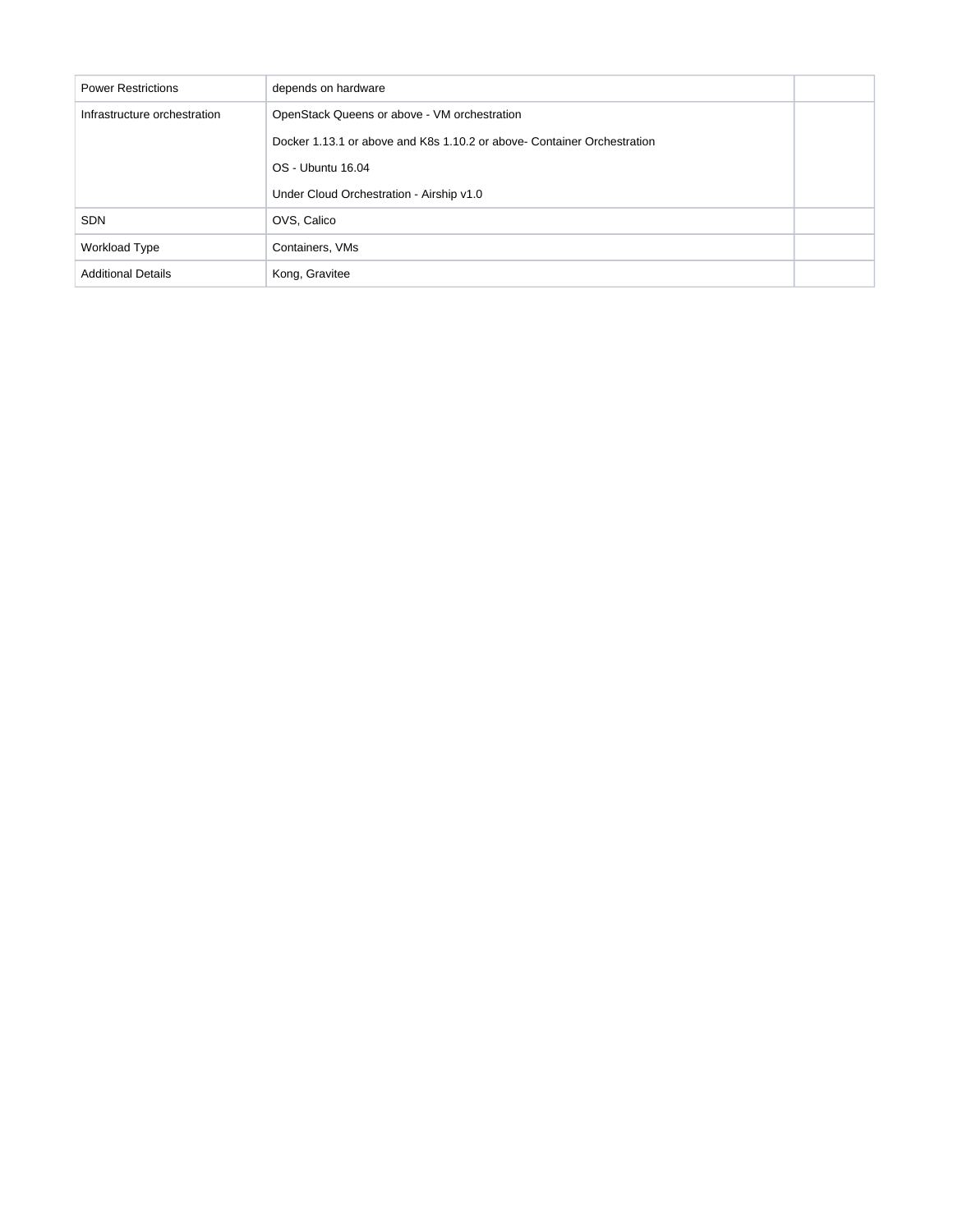| | | |
|---|---|---|
| Power Restrictions | depends on hardware | |
| Infrastructure orchestration | OpenStack Queens or above - VM orchestration<br><br>Docker 1.13.1 or above and K8s 1.10.2 or above- Container Orchestration<br><br>OS - Ubuntu 16.04<br><br>Under Cloud Orchestration - Airship v1.0 | |
| SDN | OVS, Calico | |
| Workload Type | Containers, VMs | |
| Additional Details | Kong, Gravitee | |